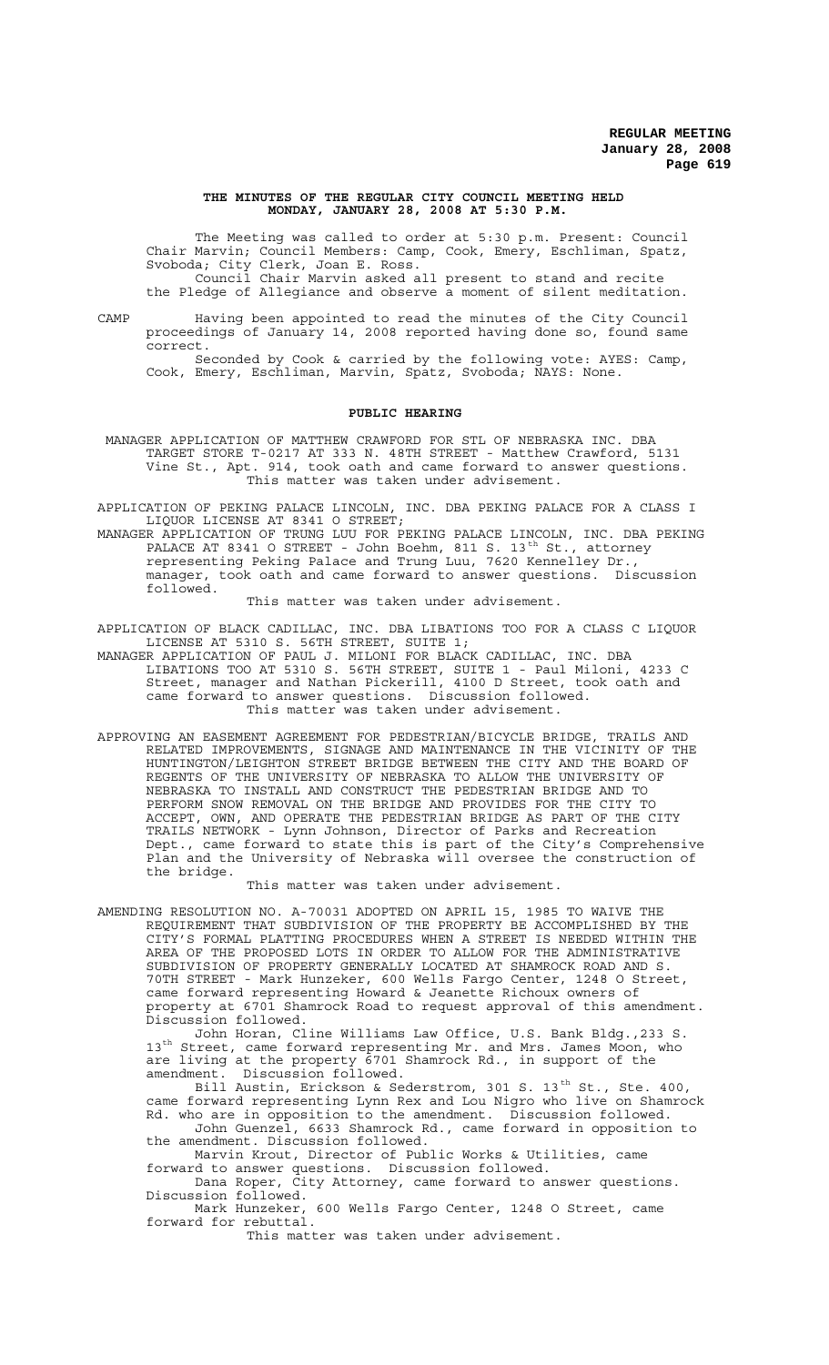**THE MINUTES OF THE REGULAR CITY COUNCIL MEETING HELD MONDAY, JANUARY 28, 2008 AT 5:30 P.M.**

The Meeting was called to order at 5:30 p.m. Present: Council Chair Marvin; Council Members: Camp, Cook, Emery, Eschliman, Spatz, Svoboda; City Clerk, Joan E. Ross.

Council Chair Marvin asked all present to stand and recite the Pledge of Allegiance and observe a moment of silent meditation.

CAMP Having been appointed to read the minutes of the City Council proceedings of January 14, 2008 reported having done so, found same correct.

Seconded by Cook & carried by the following vote: AYES: Camp, Cook, Emery, Eschliman, Marvin, Spatz, Svoboda; NAYS: None.

## PUBLIC HEARING

MANAGER APPLICATION OF MATTHEW CRAWFORD FOR STL OF NEBRASKA INC. DBA TARGET STORE T-0217 AT 333 N. 48TH STREET - Matthew Crawford, 5131 Vine St., Apt. 914, took oath and came forward to answer questions. This matter was taken under advisement.

APPLICATION OF PEKING PALACE LINCOLN, INC. DBA PEKING PALACE FOR A CLASS I LIQUOR LICENSE AT 8341 O STREET;

MANAGER APPLICATION OF TRUNG LUU FOR PEKING PALACE LINCOLN, INC. DBA PEKING PALACE AT 8341 O STREET - John Boehm, 811 S. 13th St., attorney representing Peking Palace and Trung Luu, 7620 Kennelley Dr., manager, took oath and came forward to answer questions. Discussion followed.

This matter was taken under advisement.

APPLICATION OF BLACK CADILLAC, INC. DBA LIBATIONS TOO FOR A CLASS C LIQUOR LICENSE AT 5310 S. 56TH STREET, SUITE 1;

MANAGER APPLICATION OF PAUL J. MILONI FOR BLACK CADILLAC, INC. DBA LIBATIONS TOO AT 5310 S. 56TH STREET, SUITE 1 - Paul Miloni, 4233 C Street, manager and Nathan Pickerill, 4100 D Street, took oath and came forward to answer questions. Discussion followed.

This matter was taken under advisement.

APPROVING AN EASEMENT AGREEMENT FOR PEDESTRIAN/BICYCLE BRIDGE, TRAILS AND RELATED IMPROVEMENTS, SIGNAGE AND MAINTENANCE IN THE VICINITY OF THE HUNTINGTON/LEIGHTON STREET BRIDGE BETWEEN THE CITY AND THE BOARD OF REGENTS OF THE UNIVERSITY OF NEBRASKA TO ALLOW THE UNIVERSITY OF NEBRASKA TO INSTALL AND CONSTRUCT THE PEDESTRIAN BRIDGE AND TO PERFORM SNOW REMOVAL ON THE BRIDGE AND PROVIDES FOR THE CITY TO ACCEPT, OWN, AND OPERATE THE PEDESTRIAN BRIDGE AS PART OF THE CITY TRAILS NETWORK - Lynn Johnson, Director of Parks and Recreation Dept., came forward to state this is part of the City's Comprehensive Plan and the University of Nebraska will oversee the construction of the bridge.

This matter was taken under advisement.

AMENDING RESOLUTION NO. A-70031 ADOPTED ON APRIL 15, 1985 TO WAIVE THE REQUIREMENT THAT SUBDIVISION OF THE PROPERTY BE ACCOMPLISHED BY THE CITY'S FORMAL PLATTING PROCEDURES WHEN A STREET IS NEEDED WITHIN THE AREA OF THE PROPOSED LOTS IN ORDER TO ALLOW FOR THE ADMINISTRATIVE SUBDIVISION OF PROPERTY GENERALLY LOCATED AT SHAMROCK ROAD AND S. 70TH STREET - Mark Hunzeker, 600 Wells Fargo Center, 1248 O Street, came forward representing Howard & Jeanette Richoux owners of property at 6701 Shamrock Road to request approval of this amendment. Discussion followed.

John Horan, Cline Williams Law Office, U.S. Bank Bldg.,233 S. 13th Street, came forward representing Mr. and Mrs. James Moon, who are living at the property 6701 Shamrock Rd., in support of the amendment. Discussion followed.

Bill Austin, Erickson & Sederstrom, 301 S. 13th St., Ste. 400, came forward representing Lynn Rex and Lou Nigro who live on Shamrock Rd. who are in opposition to the amendment. Discussion followed.

John Guenzel, 6633 Shamrock Rd., came forward in opposition to the amendment. Discussion followed.

Marvin Krout, Director of Public Works & Utilities, came forward to answer questions. Discussion followed.

Dana Roper, City Attorney, came forward to answer questions. Discussion followed.

Mark Hunzeker, 600 Wells Fargo Center, 1248 O Street, came forward for rebuttal.

This matter was taken under advisement.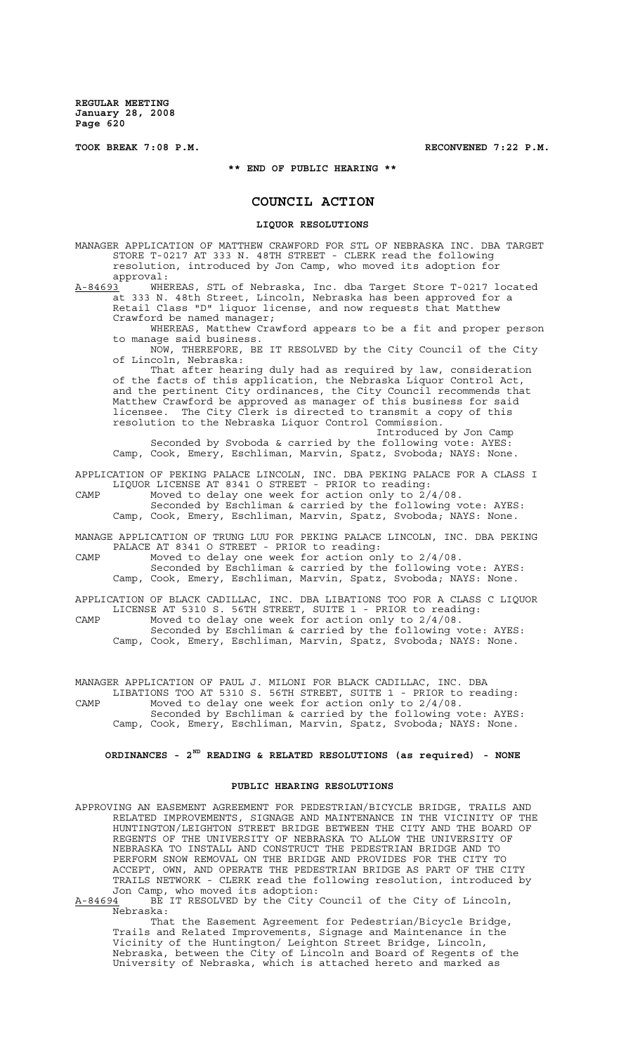**TOOK BREAK 7:08 P.M. RECONVENED 7:22 P.M.**

**\*\* END OF PUBLIC HEARING \*\***

# COUNCIL ACTION

## LIQUOR RESOLUTIONS

MANAGER APPLICATION OF MATTHEW CRAWFORD FOR STL OF NEBRASKA INC. DBA TARGET STORE T-0217 AT 333 N. 48TH STREET - CLERK read the following resolution, introduced by Jon Camp, who moved its adoption for approval:

A-84693 WHEREAS, STL of Nebraska, Inc. dba Target Store T-0217 located at 333 N. 48th Street, Lincoln, Nebraska has been approved for a Retail Class "D" liquor license, and now requests that Matthew Crawford be named manager;

WHEREAS, Matthew Crawford appears to be a fit and proper person to manage said business.

NOW, THEREFORE, BE IT RESOLVED by the City Council of the City of Lincoln, Nebraska:

That after hearing duly had as required by law, consideration of the facts of this application, the Nebraska Liquor Control Act, and the pertinent City ordinances, the City Council recommends that Matthew Crawford be approved as manager of this business for said licensee. The City Clerk is directed to transmit a copy of this resolution to the Nebraska Liquor Control Commission.

Introduced by Jon Camp

Seconded by Svoboda & carried by the following vote: AYES: Camp, Cook, Emery, Eschliman, Marvin, Spatz, Svoboda; NAYS: None.

APPLICATION OF PEKING PALACE LINCOLN, INC. DBA PEKING PALACE FOR A CLASS I LIQUOR LICENSE AT 8341 O STREET - PRIOR to reading:

CAMP Moved to delay one week for action only to 2/4/08.

Seconded by Eschliman & carried by the following vote: AYES: Camp, Cook, Emery, Eschliman, Marvin, Spatz, Svoboda; NAYS: None.

MANAGE APPLICATION OF TRUNG LUU FOR PEKING PALACE LINCOLN, INC. DBA PEKING PALACE AT 8341 O STREET - PRIOR to reading:

CAMP Moved to delay one week for action only to 2/4/08.

Seconded by Eschliman & carried by the following vote: AYES: Camp, Cook, Emery, Eschliman, Marvin, Spatz, Svoboda; NAYS: None.

APPLICATION OF BLACK CADILLAC, INC. DBA LIBATIONS TOO FOR A CLASS C LIQUOR LICENSE AT 5310 S. 56TH STREET, SUITE 1 - PRIOR to reading:

CAMP Moved to delay one week for action only to 2/4/08.

Seconded by Eschliman & carried by the following vote: AYES: Camp, Cook, Emery, Eschliman, Marvin, Spatz, Svoboda; NAYS: None.

MANAGER APPLICATION OF PAUL J. MILONI FOR BLACK CADILLAC, INC. DBA LIBATIONS TOO AT 5310 S. 56TH STREET, SUITE 1 - PRIOR to reading:

CAMP Moved to delay one week for action only to 2/4/08.

Seconded by Eschliman & carried by the following vote: AYES: Camp, Cook, Emery, Eschliman, Marvin, Spatz, Svoboda; NAYS: None.

## ORDINANCES - 2ND READING & RELATED RESOLUTIONS (as required) - NONE

## PUBLIC HEARING RESOLUTIONS

APPROVING AN EASEMENT AGREEMENT FOR PEDESTRIAN/BICYCLE BRIDGE, TRAILS AND RELATED IMPROVEMENTS, SIGNAGE AND MAINTENANCE IN THE VICINITY OF THE HUNTINGTON/LEIGHTON STREET BRIDGE BETWEEN THE CITY AND THE BOARD OF REGENTS OF THE UNIVERSITY OF NEBRASKA TO ALLOW THE UNIVERSITY OF NEBRASKA TO INSTALL AND CONSTRUCT THE PEDESTRIAN BRIDGE AND TO PERFORM SNOW REMOVAL ON THE BRIDGE AND PROVIDES FOR THE CITY TO ACCEPT, OWN, AND OPERATE THE PEDESTRIAN BRIDGE AS PART OF THE CITY TRAILS NETWORK - CLERK read the following resolution, introduced by Jon Camp, who moved its adoption:

A-84694 BE IT RESOLVED by the City Council of the City of Lincoln, Nebraska:

That the Easement Agreement for Pedestrian/Bicycle Bridge, Trails and Related Improvements, Signage and Maintenance in the Vicinity of the Huntington/ Leighton Street Bridge, Lincoln, Nebraska, between the City of Lincoln and Board of Regents of the University of Nebraska, which is attached hereto and marked as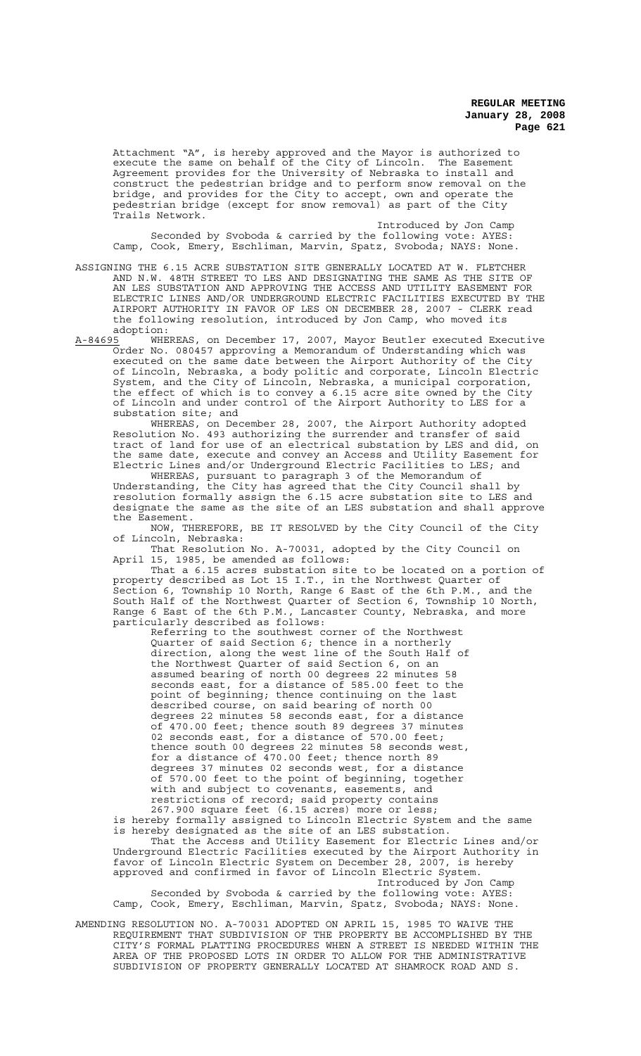Attachment "A", is hereby approved and the Mayor is authorized to execute the same on behalf of the City of Lincoln. The Easement Agreement provides for the University of Nebraska to install and construct the pedestrian bridge and to perform snow removal on the bridge, and provides for the City to accept, own and operate the pedestrian bridge (except for snow removal) as part of the City Trails Network.

Introduced by Jon Camp

Seconded by Svoboda & carried by the following vote: AYES: Camp, Cook, Emery, Eschliman, Marvin, Spatz, Svoboda; NAYS: None.

ASSIGNING THE 6.15 ACRE SUBSTATION SITE GENERALLY LOCATED AT W. FLETCHER AND N.W. 48TH STREET TO LES AND DESIGNATING THE SAME AS THE SITE OF AN LES SUBSTATION AND APPROVING THE ACCESS AND UTILITY EASEMENT FOR ELECTRIC LINES AND/OR UNDERGROUND ELECTRIC FACILITIES EXECUTED BY THE AIRPORT AUTHORITY IN FAVOR OF LES ON DECEMBER 28, 2007 - CLERK read the following resolution, introduced by Jon Camp, who moved its adoption:

A-84695 WHEREAS, on December 17, 2007, Mayor Beutler executed Executive Order No. 080457 approving a Memorandum of Understanding which was executed on the same date between the Airport Authority of the City of Lincoln, Nebraska, a body politic and corporate, Lincoln Electric System, and the City of Lincoln, Nebraska, a municipal corporation, the effect of which is to convey a 6.15 acre site owned by the City of Lincoln and under control of the Airport Authority to LES for a substation site; and

WHEREAS, on December 28, 2007, the Airport Authority adopted Resolution No. 493 authorizing the surrender and transfer of said tract of land for use of an electrical substation by LES and did, on the same date, execute and convey an Access and Utility Easement for Electric Lines and/or Underground Electric Facilities to LES; and

WHEREAS, pursuant to paragraph 3 of the Memorandum of Understanding, the City has agreed that the City Council shall by resolution formally assign the 6.15 acre substation site to LES and designate the same as the site of an LES substation and shall approve the Easement.

NOW, THEREFORE, BE IT RESOLVED by the City Council of the City of Lincoln, Nebraska:

That Resolution No. A-70031, adopted by the City Council on April 15, 1985, be amended as follows:

That a 6.15 acres substation site to be located on a portion of property described as Lot 15 I.T., in the Northwest Quarter of Section 6, Township 10 North, Range 6 East of the 6th P.M., and the South Half of the Northwest Quarter of Section 6, Township 10 North, Range 6 East of the 6th P.M., Lancaster County, Nebraska, and more particularly described as follows:

> Referring to the southwest corner of the Northwest Quarter of said Section 6; thence in a northerly direction, along the west line of the South Half of the Northwest Quarter of said Section 6, on an assumed bearing of north 00 degrees 22 minutes 58 seconds east, for a distance of 585.00 feet to the point of beginning; thence continuing on the last described course, on said bearing of north 00 degrees 22 minutes 58 seconds east, for a distance of 470.00 feet; thence south 89 degrees 37 minutes 02 seconds east, for a distance of 570.00 feet; thence south 00 degrees 22 minutes 58 seconds west, for a distance of 470.00 feet; thence north 89 degrees 37 minutes 02 seconds west, for a distance of 570.00 feet to the point of beginning, together with and subject to covenants, easements, and restrictions of record; said property contains 267.900 square feet (6.15 acres) more or less;

is hereby formally assigned to Lincoln Electric System and the same is hereby designated as the site of an LES substation.

That the Access and Utility Easement for Electric Lines and/or Underground Electric Facilities executed by the Airport Authority in favor of Lincoln Electric System on December 28, 2007, is hereby approved and confirmed in favor of Lincoln Electric System.

Introduced by Jon Camp

Seconded by Svoboda & carried by the following vote: AYES: Camp, Cook, Emery, Eschliman, Marvin, Spatz, Svoboda; NAYS: None.

AMENDING RESOLUTION NO. A-70031 ADOPTED ON APRIL 15, 1985 TO WAIVE THE REQUIREMENT THAT SUBDIVISION OF THE PROPERTY BE ACCOMPLISHED BY THE CITY'S FORMAL PLATTING PROCEDURES WHEN A STREET IS NEEDED WITHIN THE AREA OF THE PROPOSED LOTS IN ORDER TO ALLOW FOR THE ADMINISTRATIVE SUBDIVISION OF PROPERTY GENERALLY LOCATED AT SHAMROCK ROAD AND S.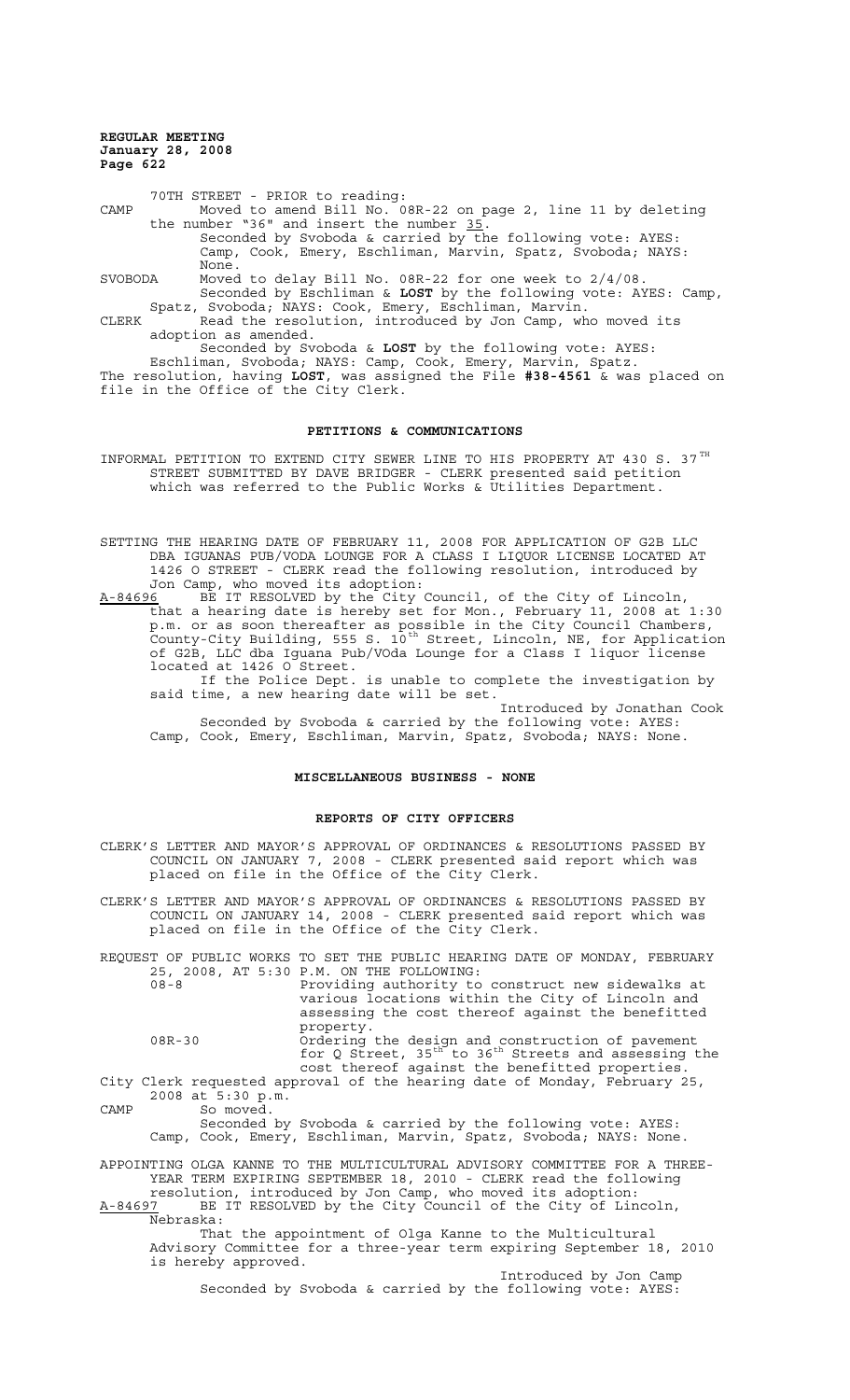70TH STREET - PRIOR to reading:

CAMP Moved to amend Bill No. 08R-22 on page 2, line 11 by deleting the number "36" and insert the number 35.

Seconded by Svoboda & carried by the following vote: AYES: Camp, Cook, Emery, Eschliman, Marvin, Spatz, Svoboda; NAYS: None.

SVOBODA Moved to delay Bill No. 08R-22 for one week to 2/4/08.

Seconded by Eschliman & **LOST** by the following vote: AYES: Camp, Spatz, Svoboda; NAYS: Cook, Emery, Eschliman, Marvin.

CLERK Read the resolution, introduced by Jon Camp, who moved its adoption as amended.

Seconded by Svoboda & **LOST** by the following vote: AYES: Eschliman, Svoboda; NAYS: Camp, Cook, Emery, Marvin, Spatz.

The resolution, having **LOST**, was assigned the File **#38-4561** & was placed on file in the Office of the City Clerk.

## PETITIONS & COMMUNICATIONS

INFORMAL PETITION TO EXTEND CITY SEWER LINE TO HIS PROPERTY AT 430 S. 37TH STREET SUBMITTED BY DAVE BRIDGER - CLERK presented said petition which was referred to the Public Works & Utilities Department.

SETTING THE HEARING DATE OF FEBRUARY 11, 2008 FOR APPLICATION OF G2B LLC DBA IGUANAS PUB/VODA LOUNGE FOR A CLASS I LIQUOR LICENSE LOCATED AT 1426 O STREET - CLERK read the following resolution, introduced by Jon Camp, who moved its adoption:

A-84696 BE IT RESOLVED by the City Council, of the City of Lincoln, that a hearing date is hereby set for Mon., February 11, 2008 at 1:30 p.m. or as soon thereafter as possible in the City Council Chambers, County-City Building, 555 S. 10th Street, Lincoln, NE, for Application of G2B, LLC dba Iguana Pub/VOda Lounge for a Class I liquor license located at 1426 O Street.

If the Police Dept. is unable to complete the investigation by said time, a new hearing date will be set.

Introduced by Jonathan Cook

Seconded by Svoboda & carried by the following vote: AYES: Camp, Cook, Emery, Eschliman, Marvin, Spatz, Svoboda; NAYS: None.

## MISCELLANEOUS BUSINESS - NONE

## REPORTS OF CITY OFFICERS

CLERK'S LETTER AND MAYOR'S APPROVAL OF ORDINANCES & RESOLUTIONS PASSED BY COUNCIL ON JANUARY 7, 2008 - CLERK presented said report which was placed on file in the Office of the City Clerk.

CLERK'S LETTER AND MAYOR'S APPROVAL OF ORDINANCES & RESOLUTIONS PASSED BY COUNCIL ON JANUARY 14, 2008 - CLERK presented said report which was placed on file in the Office of the City Clerk.

REQUEST OF PUBLIC WORKS TO SET THE PUBLIC HEARING DATE OF MONDAY, FEBRUARY 25, 2008, AT 5:30 P.M. ON THE FOLLOWING:

08-8 Providing authority to construct new sidewalks at various locations within the City of Lincoln and assessing the cost thereof against the benefitted property.

08R-30 Ordering the design and construction of pavement for Q Street, 35th to 36th Streets and assessing the cost thereof against the benefitted properties.

City Clerk requested approval of the hearing date of Monday, February 25, 2008 at 5:30 p.m.

CAMP So moved.

Seconded by Svoboda & carried by the following vote: AYES: Camp, Cook, Emery, Eschliman, Marvin, Spatz, Svoboda; NAYS: None.

APPOINTING OLGA KANNE TO THE MULTICULTURAL ADVISORY COMMITTEE FOR A THREE-YEAR TERM EXPIRING SEPTEMBER 18, 2010 - CLERK read the following resolution, introduced by Jon Camp, who moved its adoption:

A-84697 BE IT RESOLVED by the City Council of the City of Lincoln, Nebraska:

That the appointment of Olga Kanne to the Multicultural Advisory Committee for a three-year term expiring September 18, 2010 is hereby approved.

Introduced by Jon Camp

Seconded by Svoboda & carried by the following vote: AYES: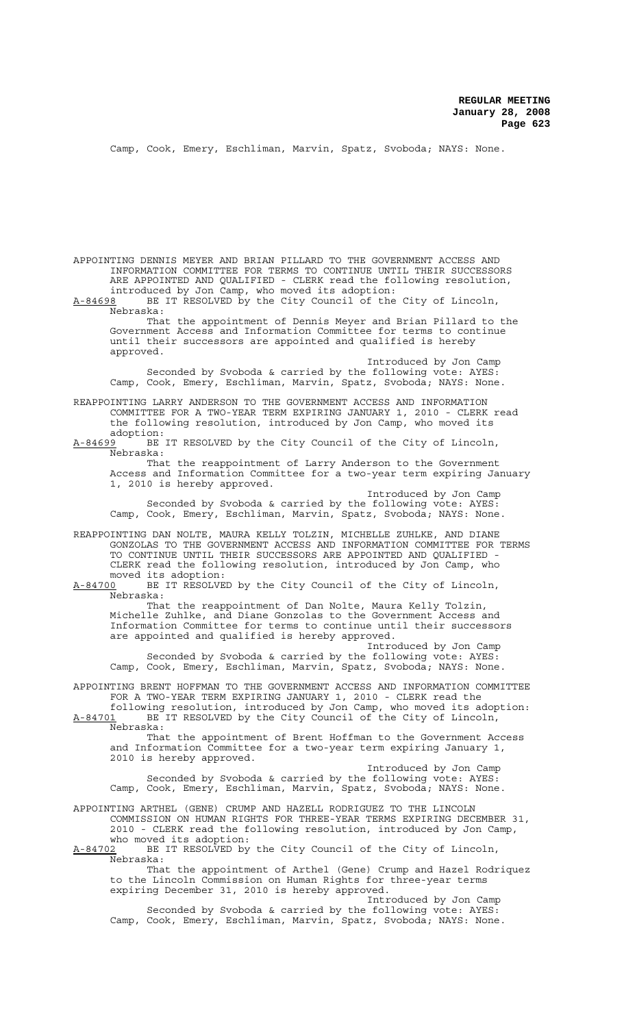Camp, Cook, Emery, Eschliman, Marvin, Spatz, Svoboda; NAYS: None.

APPOINTING DENNIS MEYER AND BRIAN PILLARD TO THE GOVERNMENT ACCESS AND INFORMATION COMMITTEE FOR TERMS TO CONTINUE UNTIL THEIR SUCCESSORS ARE APPOINTED AND QUALIFIED - CLERK read the following resolution, introduced by Jon Camp, who moved its adoption:

A-84698 BE IT RESOLVED by the City Council of the City of Lincoln, Nebraska:

That the appointment of Dennis Meyer and Brian Pillard to the Government Access and Information Committee for terms to continue until their successors are appointed and qualified is hereby approved.

Introduced by Jon Camp

Seconded by Svoboda & carried by the following vote: AYES: Camp, Cook, Emery, Eschliman, Marvin, Spatz, Svoboda; NAYS: None.

REAPPOINTING LARRY ANDERSON TO THE GOVERNMENT ACCESS AND INFORMATION COMMITTEE FOR A TWO-YEAR TERM EXPIRING JANUARY 1, 2010 - CLERK read the following resolution, introduced by Jon Camp, who moved its adoption:

A-84699 BE IT RESOLVED by the City Council of the City of Lincoln, Nebraska:

That the reappointment of Larry Anderson to the Government Access and Information Committee for a two-year term expiring January 1, 2010 is hereby approved.

Introduced by Jon Camp

Seconded by Svoboda & carried by the following vote: AYES: Camp, Cook, Emery, Eschliman, Marvin, Spatz, Svoboda; NAYS: None.

REAPPOINTING DAN NOLTE, MAURA KELLY TOLZIN, MICHELLE ZUHLKE, AND DIANE GONZOLAS TO THE GOVERNMENT ACCESS AND INFORMATION COMMITTEE FOR TERMS TO CONTINUE UNTIL THEIR SUCCESSORS ARE APPOINTED AND QUALIFIED - CLERK read the following resolution, introduced by Jon Camp, who moved its adoption:

A-84700 BE IT RESOLVED by the City Council of the City of Lincoln, Nebraska:

That the reappointment of Dan Nolte, Maura Kelly Tolzin, Michelle Zuhlke, and Diane Gonzolas to the Government Access and Information Committee for terms to continue until their successors are appointed and qualified is hereby approved.

Introduced by Jon Camp

Seconded by Svoboda & carried by the following vote: AYES: Camp, Cook, Emery, Eschliman, Marvin, Spatz, Svoboda; NAYS: None.

APPOINTING BRENT HOFFMAN TO THE GOVERNMENT ACCESS AND INFORMATION COMMITTEE FOR A TWO-YEAR TERM EXPIRING JANUARY 1, 2010 - CLERK read the following resolution, introduced by Jon Camp, who moved its adoption:

A-84701 BE IT RESOLVED by the City Council of the City of Lincoln, Nebraska:

That the appointment of Brent Hoffman to the Government Access and Information Committee for a two-year term expiring January 1, 2010 is hereby approved.

Introduced by Jon Camp

Seconded by Svoboda & carried by the following vote: AYES: Camp, Cook, Emery, Eschliman, Marvin, Spatz, Svoboda; NAYS: None.

APPOINTING ARTHEL (GENE) CRUMP AND HAZELL RODRIGUEZ TO THE LINCOLN COMMISSION ON HUMAN RIGHTS FOR THREE-YEAR TERMS EXPIRING DECEMBER 31, 2010 - CLERK read the following resolution, introduced by Jon Camp, who moved its adoption:

A-84702 BE IT RESOLVED by the City Council of the City of Lincoln, Nebraska:

That the appointment of Arthel (Gene) Crump and Hazel Rodriquez to the Lincoln Commission on Human Rights for three-year terms expiring December 31, 2010 is hereby approved.

Introduced by Jon Camp

Seconded by Svoboda & carried by the following vote: AYES: Camp, Cook, Emery, Eschliman, Marvin, Spatz, Svoboda; NAYS: None.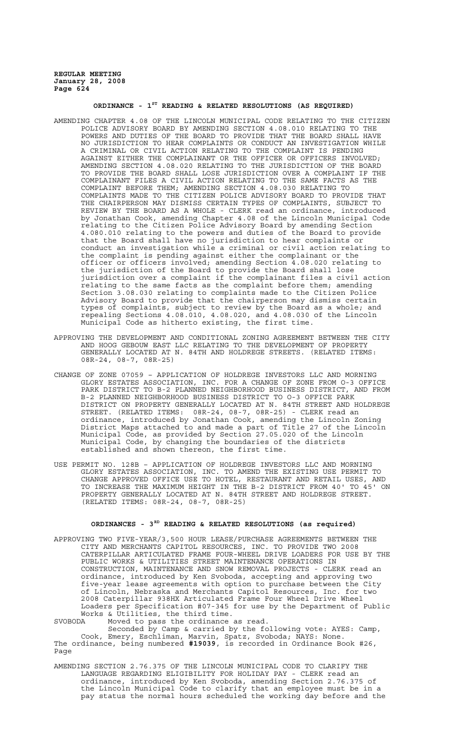## ORDINANCE - 1ST READING & RELATED RESOLUTIONS (AS REQUIRED)

AMENDING CHAPTER 4.08 OF THE LINCOLN MUNICIPAL CODE RELATING TO THE CITIZEN POLICE ADVISORY BOARD BY AMENDING SECTION 4.08.010 RELATING TO THE POWERS AND DUTIES OF THE BOARD TO PROVIDE THAT THE BOARD SHALL HAVE NO JURISDICTION TO HEAR COMPLAINTS OR CONDUCT AN INVESTIGATION WHILE A CRIMINAL OR CIVIL ACTION RELATING TO THE COMPLAINT IS PENDING AGAINST EITHER THE COMPLAINANT OR THE OFFICER OR OFFICERS INVOLVED; AMENDING SECTION 4.08.020 RELATING TO THE JURISDICTION OF THE BOARD TO PROVIDE THE BOARD SHALL LOSE JURISDICTION OVER A COMPLAINT IF THE COMPLAINANT FILES A CIVIL ACTION RELATING TO THE SAME FACTS AS THE COMPLAINT BEFORE THEM; AMENDING SECTION 4.08.030 RELATING TO COMPLAINTS MADE TO THE CITIZEN POLICE ADVISORY BOARD TO PROVIDE THAT THE CHAIRPERSON MAY DISMISS CERTAIN TYPES OF COMPLAINTS, SUBJECT TO REVIEW BY THE BOARD AS A WHOLE - CLERK read an ordinance, introduced by Jonathan Cook, amending Chapter 4.08 of the Lincoln Municipal Code relating to the Citizen Police Advisory Board by amending Section 4.080.010 relating to the powers and duties of the Board to provide that the Board shall have no jurisdiction to hear complaints or conduct an investigation while a criminal or civil action relating to the complaint is pending against either the complainant or the officer or officers involved; amending Section 4.08.020 relating to the jurisdiction of the Board to provide the Board shall lose jurisdiction over a complaint if the complainant files a civil action relating to the same facts as the complaint before them; amending Section 3.08.030 relating to complaints made to the Citizen Police Advisory Board to provide that the chairperson may dismiss certain types of complaints, subject to review by the Board as a whole; and repealing Sections 4.08.010, 4.08.020, and 4.08.030 of the Lincoln Municipal Code as hitherto existing, the first time.

APPROVING THE DEVELOPMENT AND CONDITIONAL ZONING AGREEMENT BETWEEN THE CITY AND HOOG GEBOUW EAST LLC RELATING TO THE DEVELOPMENT OF PROPERTY GENERALLY LOCATED AT N. 84TH AND HOLDREGE STREETS. (RELATED ITEMS: 08R-24, 08-7, 08R-25)

CHANGE OF ZONE 07059 – APPLICATION OF HOLDREGE INVESTORS LLC AND MORNING GLORY ESTATES ASSOCIATION, INC. FOR A CHANGE OF ZONE FROM O-3 OFFICE PARK DISTRICT TO B-2 PLANNED NEIGHBORHOOD BUSINESS DISTRICT, AND FROM B-2 PLANNED NEIGHBORHOOD BUSINESS DISTRICT TO O-3 OFFICE PARK DISTRICT ON PROPERTY GENERALLY LOCATED AT N. 84TH STREET AND HOLDREGE STREET. (RELATED ITEMS: 08R-24, 08-7, 08R-25) - CLERK read an ordinance, introduced by Jonathan Cook, amending the Lincoln Zoning District Maps attached to and made a part of Title 27 of the Lincoln Municipal Code, as provided by Section 27.05.020 of the Lincoln Municipal Code, by changing the boundaries of the districts established and shown thereon, the first time.

USE PERMIT NO. 128B – APPLICATION OF HOLDREGE INVESTORS LLC AND MORNING GLORY ESTATES ASSOCIATION, INC. TO AMEND THE EXISTING USE PERMIT TO CHANGE APPROVED OFFICE USE TO HOTEL, RESTAURANT AND RETAIL USES, AND TO INCREASE THE MAXIMUM HEIGHT IN THE B-2 DISTRICT FROM 40' TO 45' ON PROPERTY GENERALLY LOCATED AT N. 84TH STREET AND HOLDREGE STREET. (RELATED ITEMS: 08R-24, 08-7, 08R-25)

## ORDINANCES - 3RD READING & RELATED RESOLUTIONS (as required)

APPROVING TWO FIVE-YEAR/3,500 HOUR LEASE/PURCHASE AGREEMENTS BETWEEN THE CITY AND MERCHANTS CAPITOL RESOURCES, INC. TO PROVIDE TWO 2008 CATERPILLAR ARTICULATED FRAME FOUR-WHEEL DRIVE LOADERS FOR USE BY THE PUBLIC WORKS & UTILITIES STREET MAINTENANCE OPERATIONS IN CONSTRUCTION, MAINTENANCE AND SNOW REMOVAL PROJECTS - CLERK read an ordinance, introduced by Ken Svoboda, accepting and approving two five-year lease agreements with option to purchase between the City of Lincoln, Nebraska and Merchants Capitol Resources, Inc. for two 2008 Caterpillar 938HX Articulated Frame Four Wheel Drive Wheel Loaders per Specification #07-345 for use by the Department of Public Works & Utilities, the third time.

SVOBODA Moved to pass the ordinance as read.

Seconded by Camp & carried by the following vote: AYES: Camp, Cook, Emery, Eschliman, Marvin, Spatz, Svoboda; NAYS: None.

The ordinance, being numbered **#19039**, is recorded in Ordinance Book #26, Page

AMENDING SECTION 2.76.375 OF THE LINCOLN MUNICIPAL CODE TO CLARIFY THE LANGUAGE REGARDING ELIGIBILITY FOR HOLIDAY PAY - CLERK read an ordinance, introduced by Ken Svoboda, amending Section 2.76.375 of the Lincoln Municipal Code to clarify that an employee must be in a pay status the normal hours scheduled the working day before and the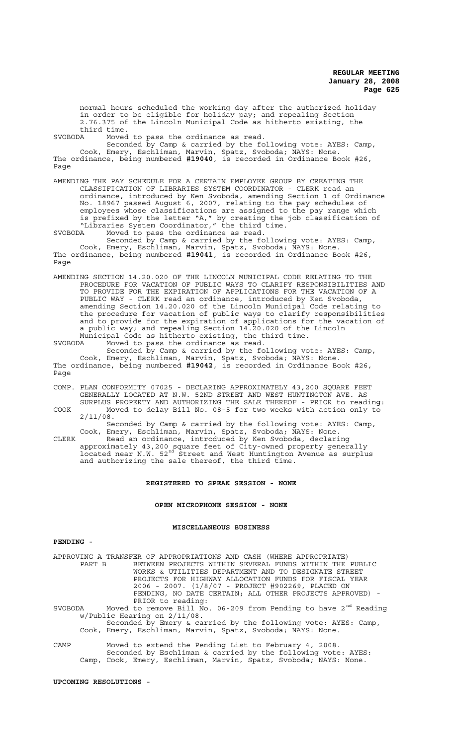normal hours scheduled the working day after the authorized holiday in order to be eligible for holiday pay; and repealing Section 2.76.375 of the Lincoln Municipal Code as hitherto existing, the third time.

SVOBODA Moved to pass the ordinance as read.

Seconded by Camp & carried by the following vote: AYES: Camp, Cook, Emery, Eschliman, Marvin, Spatz, Svoboda; NAYS: None.

The ordinance, being numbered **#19040**, is recorded in Ordinance Book #26, Page

AMENDING THE PAY SCHEDULE FOR A CERTAIN EMPLOYEE GROUP BY CREATING THE CLASSIFICATION OF LIBRARIES SYSTEM COORDINATOR - CLERK read an ordinance, introduced by Ken Svoboda, amending Section 1 of Ordinance No. 18967 passed August 6, 2007, relating to the pay schedules of employees whose classifications are assigned to the pay range which is prefixed by the letter "A," by creating the job classification of "Libraries System Coordinator," the third time.

SVOBODA Moved to pass the ordinance as read.

Seconded by Camp & carried by the following vote: AYES: Camp, Cook, Emery, Eschliman, Marvin, Spatz, Svoboda; NAYS: None.

The ordinance, being numbered **#19041**, is recorded in Ordinance Book #26, Page

AMENDING SECTION 14.20.020 OF THE LINCOLN MUNICIPAL CODE RELATING TO THE PROCEDURE FOR VACATION OF PUBLIC WAYS TO CLARIFY RESPONSIBILITIES AND TO PROVIDE FOR THE EXPIRATION OF APPLICATIONS FOR THE VACATION OF A PUBLIC WAY - CLERK read an ordinance, introduced by Ken Svoboda, amending Section 14.20.020 of the Lincoln Municipal Code relating to the procedure for vacation of public ways to clarify responsibilities and to provide for the expiration of applications for the vacation of a public way; and repealing Section 14.20.020 of the Lincoln Municipal Code as hitherto existing, the third time.

SVOBODA Moved to pass the ordinance as read.

Seconded by Camp & carried by the following vote: AYES: Camp, Cook, Emery, Eschliman, Marvin, Spatz, Svoboda; NAYS: None.

The ordinance, being numbered **#19042**, is recorded in Ordinance Book #26, Page

COMP. PLAN CONFORMITY 07025 - DECLARING APPROXIMATELY 43,200 SQUARE FEET GENERALLY LOCATED AT N.W. 52ND STREET AND WEST HUNTINGTON AVE. AS SURPLUS PROPERTY AND AUTHORIZING THE SALE THEREOF - PRIOR to reading:

COOK Moved to delay Bill No. 08-5 for two weeks with action only to 2/11/08.

Seconded by Camp & carried by the following vote: AYES: Camp, Cook, Emery, Eschliman, Marvin, Spatz, Svoboda; NAYS: None.

CLERK Read an ordinance, introduced by Ken Svoboda, declaring approximately 43,200 square feet of City-owned property generally located near N.W. 52nd Street and West Huntington Avenue as surplus and authorizing the sale thereof, the third time.

**REGISTERED TO SPEAK SESSION - NONE**

**OPEN MICROPHONE SESSION - NONE**

**MISCELLANEOUS BUSINESS**

**PENDING -**

APPROVING A TRANSFER OF APPROPRIATIONS AND CASH (WHERE APPROPRIATE) PART B BETWEEN PROJECTS WITHIN SEVERAL FUNDS WITHIN THE PUBLIC WORKS & UTILITIES DEPARTMENT AND TO DESIGNATE STREET PROJECTS FOR HIGHWAY ALLOCATION FUNDS FOR FISCAL YEAR 2006 - 2007. (1/8/07 - PROJECT #902269, PLACED ON PENDING, NO DATE CERTAIN; ALL OTHER PROJECTS APPROVED) - PRIOR to reading:

SVOBODA Moved to remove Bill No. 06-209 from Pending to have 2nd Reading w/Public Hearing on 2/11/08.

Seconded by Emery & carried by the following vote: AYES: Camp, Cook, Emery, Eschliman, Marvin, Spatz, Svoboda; NAYS: None.

CAMP Moved to extend the Pending List to February 4, 2008.

Seconded by Eschliman & carried by the following vote: AYES: Camp, Cook, Emery, Eschliman, Marvin, Spatz, Svoboda; NAYS: None.

**UPCOMING RESOLUTIONS -**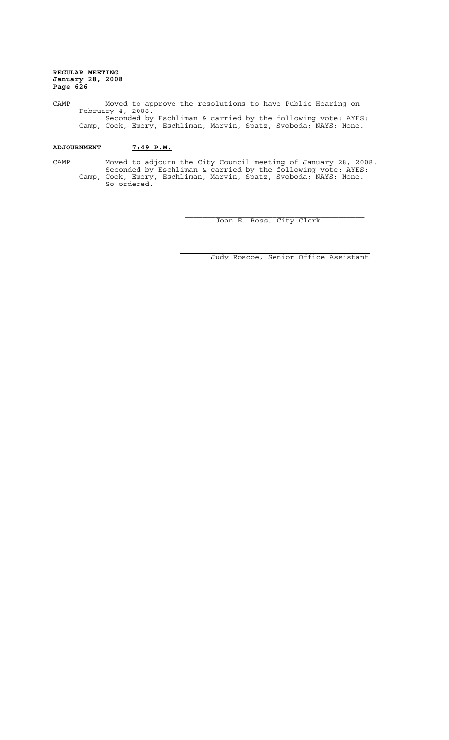CAMP Moved to approve the resolutions to have Public Hearing on February 4, 2008.
Seconded by Eschliman & carried by the following vote: AYES: Camp, Cook, Emery, Eschliman, Marvin, Spatz, Svoboda; NAYS: None.

**ADJOURNMENT** **7:49 P.M.**

CAMP Moved to adjourn the City Council meeting of January 28, 2008.
Seconded by Eschliman & carried by the following vote: AYES: Camp, Cook, Emery, Eschliman, Marvin, Spatz, Svoboda; NAYS: None.
So ordered.

\_\_\_\_\_\_\_\_\_\_\_\_\_\_\_\_\_\_\_\_\_\_\_\_\_\_\_\_\_\_\_\_\_\_\_\_\_\_\_\_
Joan E. Ross, City Clerk

\_\_\_\_\_\_\_\_\_\_\_\_\_\_\_\_\_\_\_\_\_\_\_\_\_\_\_\_\_\_\_\_\_\_\_\_\_\_\_\_
Judy Roscoe, Senior Office Assistant